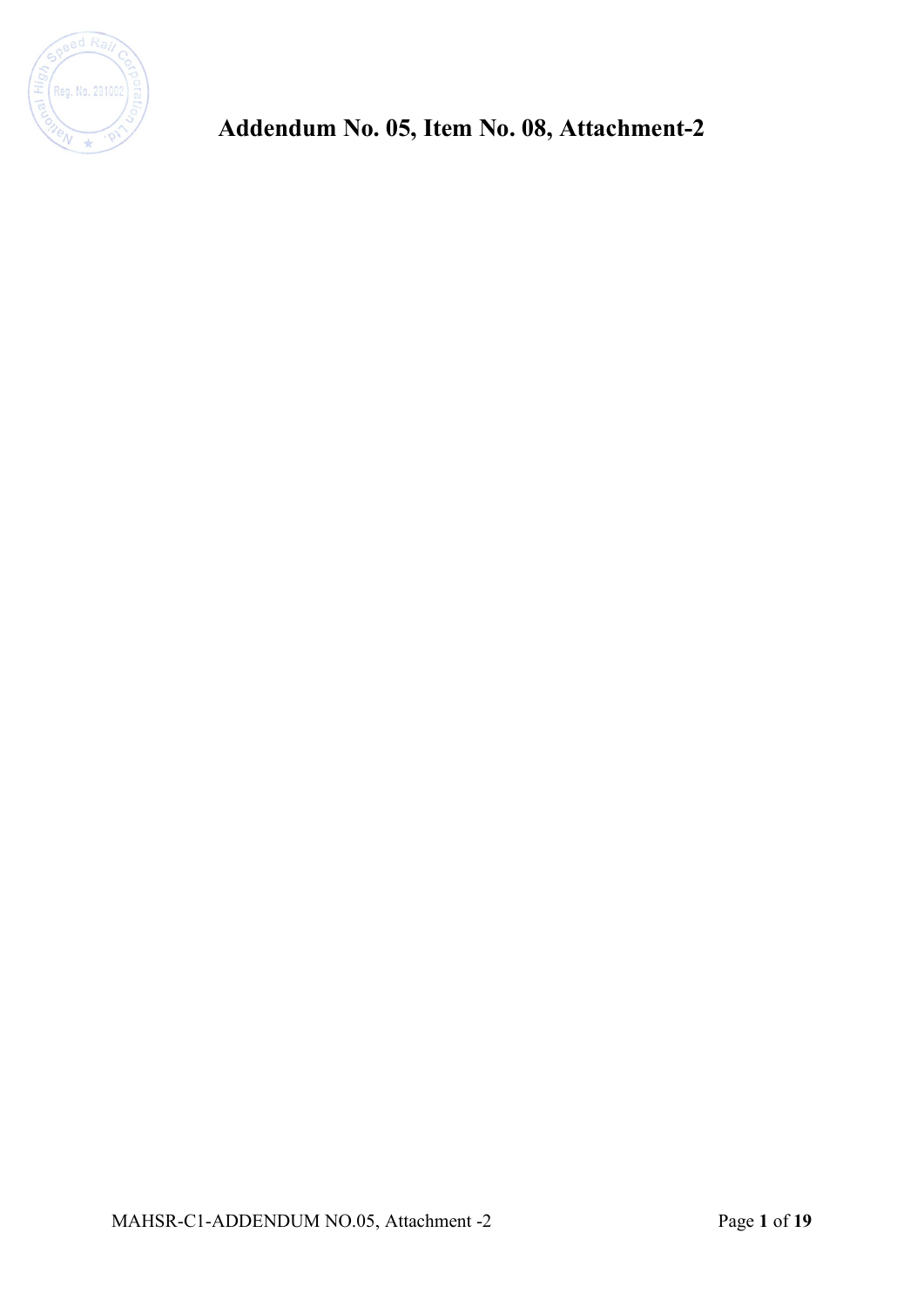# Addendum No. 05, Item No. 08, Attachment-2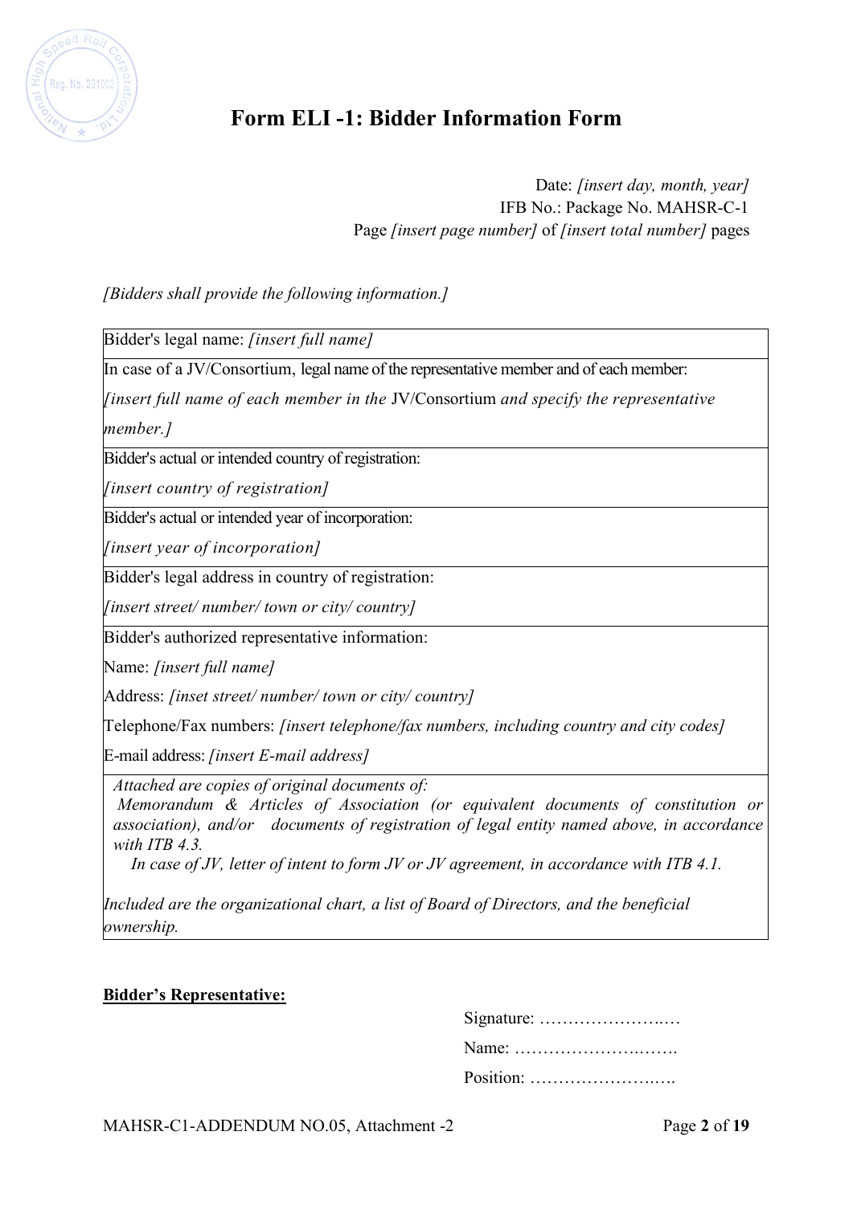# Form ELI -1: Bidder Information Form

Date: *[insert day, month, year]*
IFB No.: Package No. MAHSR-C-1
Page *[insert page number]* of *[insert total number]* pages

*[Bidders shall provide the following information.]*

| Bidder's legal name: *[insert full name]* |
|---|
| In case of a JV/Consortium, legal name of the representative member and of each member: *[insert full name of each member in the* JV/Consortium *and specify the representative member.]* |
| Bidder's actual or intended country of registration: *[insert country of registration]* |
| Bidder's actual or intended year of incorporation: *[insert year of incorporation]* |
| Bidder's legal address in country of registration: *[insert street/ number/ town or city/ country]* |
| Bidder's authorized representative information:<br>Name: *[insert full name]*<br>Address: *[inset street/ number/ town or city/ country]*<br>Telephone/Fax numbers: *[insert telephone/fax numbers, including country and city codes]*<br>E-mail address: *[insert E-mail address]* |
| *Attached are copies of original documents of:*<br>*Memorandum & Articles of Association (or equivalent documents of constitution or association), and/or documents of registration of legal entity named above, in accordance with ITB 4.3.*<br>*In case of JV, letter of intent to form JV or JV agreement, in accordance with ITB 4.1.*<br><br>*Included are the organizational chart, a list of Board of Directors, and the beneficial ownership.* |

**<u>Bidder's Representative:</u>**

Signature: ……………………..…

Name: ………………………..…….

Position: ……………………..….

MAHSR-C1-ADDENDUM NO.05, Attachment -2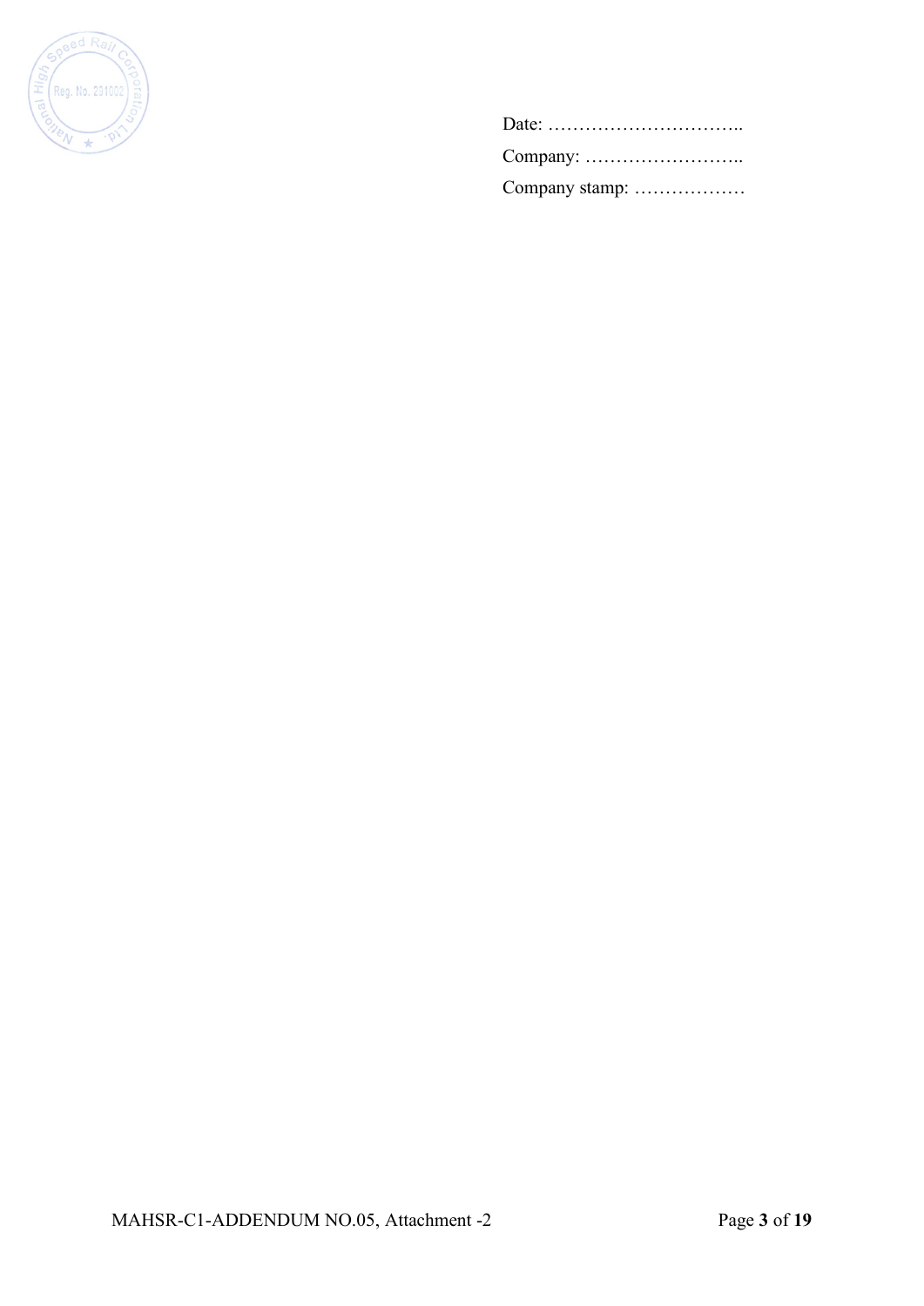Date: …………………………..

Company: ……………………..

Company stamp: ………………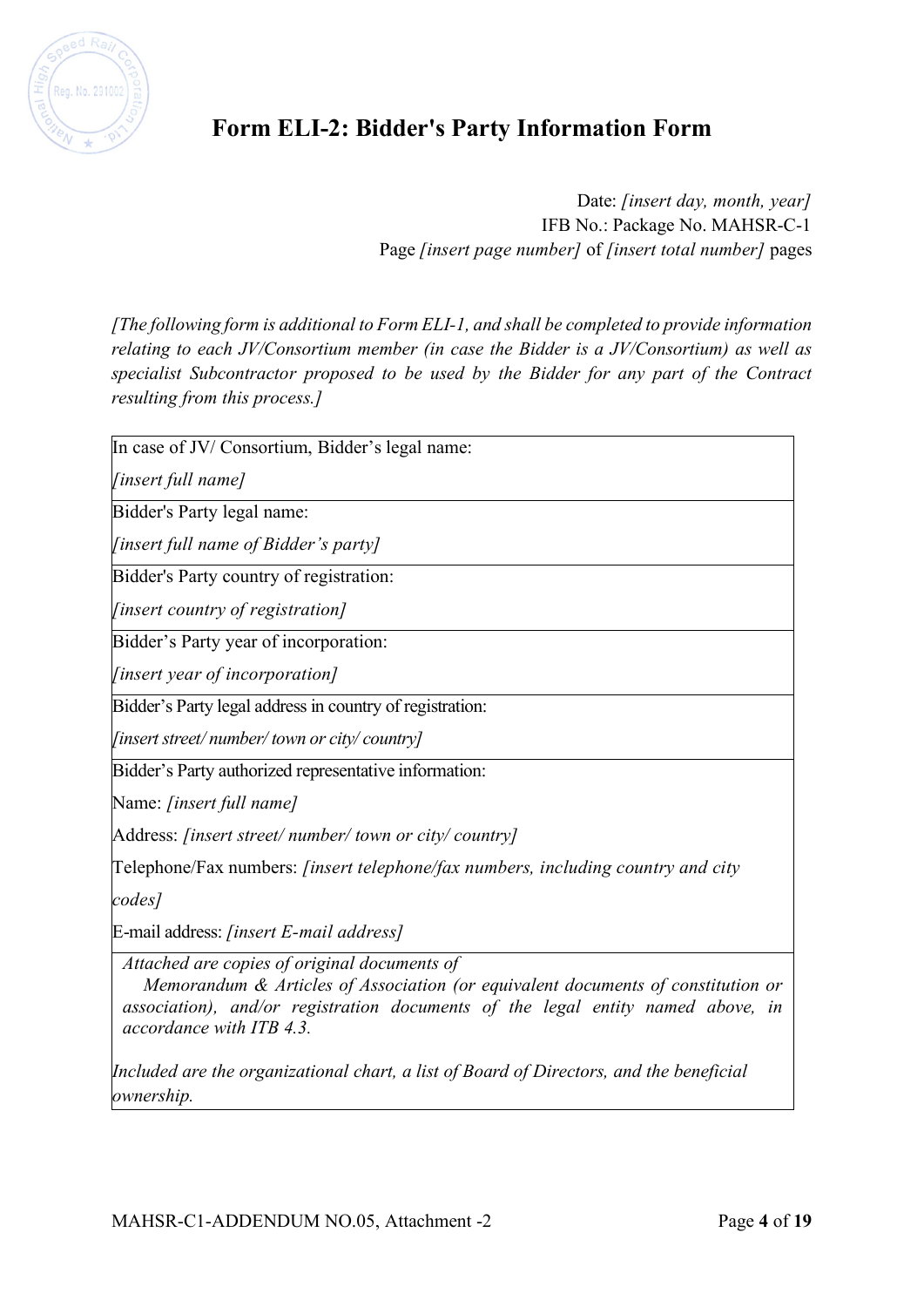# Form ELI-2: Bidder's Party Information Form

Date: *[insert day, month, year]*
IFB No.: Package No. MAHSR-C-1
Page *[insert page number]* of *[insert total number]* pages

*[The following form is additional to Form ELI-1, and shall be completed to provide information relating to each JV/Consortium member (in case the Bidder is a JV/Consortium) as well as specialist Subcontractor proposed to be used by the Bidder for any part of the Contract resulting from this process.]*

| |
|---|
| In case of JV/ Consortium, Bidder's legal name: *[insert full name]* |
| Bidder's Party legal name: *[insert full name of Bidder's party]* |
| Bidder's Party country of registration: *[insert country of registration]* |
| Bidder's Party year of incorporation: *[insert year of incorporation]* |
| Bidder's Party legal address in country of registration: *[insert street/ number/ town or city/ country]* |
| Bidder's Party authorized representative information:<br>Name: *[insert full name]*<br>Address: *[insert street/ number/ town or city/ country]*<br>Telephone/Fax numbers: *[insert telephone/fax numbers, including country and city codes]*<br>E-mail address: *[insert E-mail address]* |
| *Attached are copies of original documents of*<br>*Memorandum & Articles of Association (or equivalent documents of constitution or association), and/or registration documents of the legal entity named above, in accordance with ITB 4.3.*<br><br>*Included are the organizational chart, a list of Board of Directors, and the beneficial ownership.* |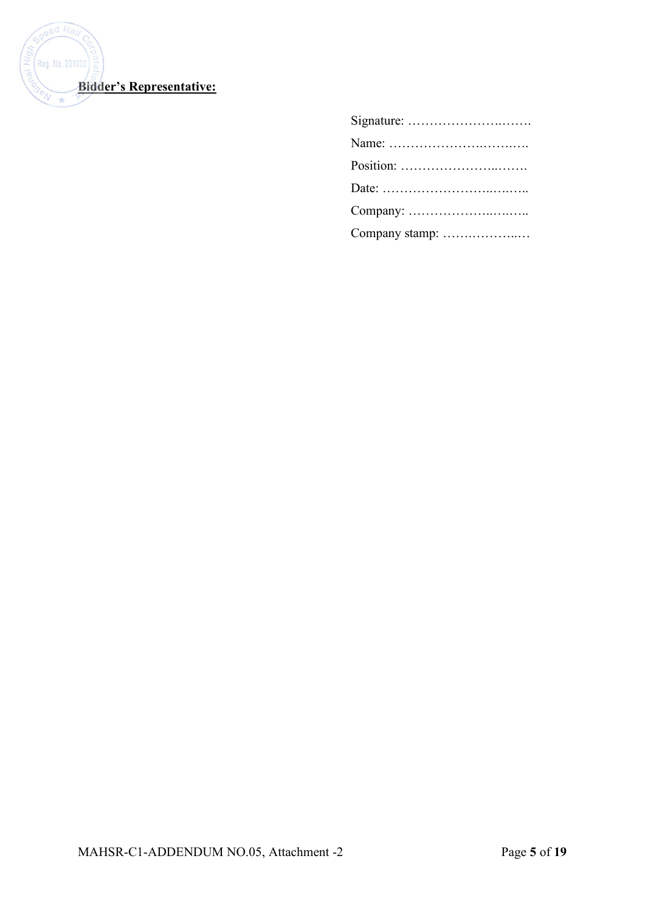**Bidder's Representative:**

Signature: ……………………..…….

Name: …………………..……..….

Position: …………………...…….

Date: ……………………..….…..

Company: ………………..….…..

Company stamp: ……..………..…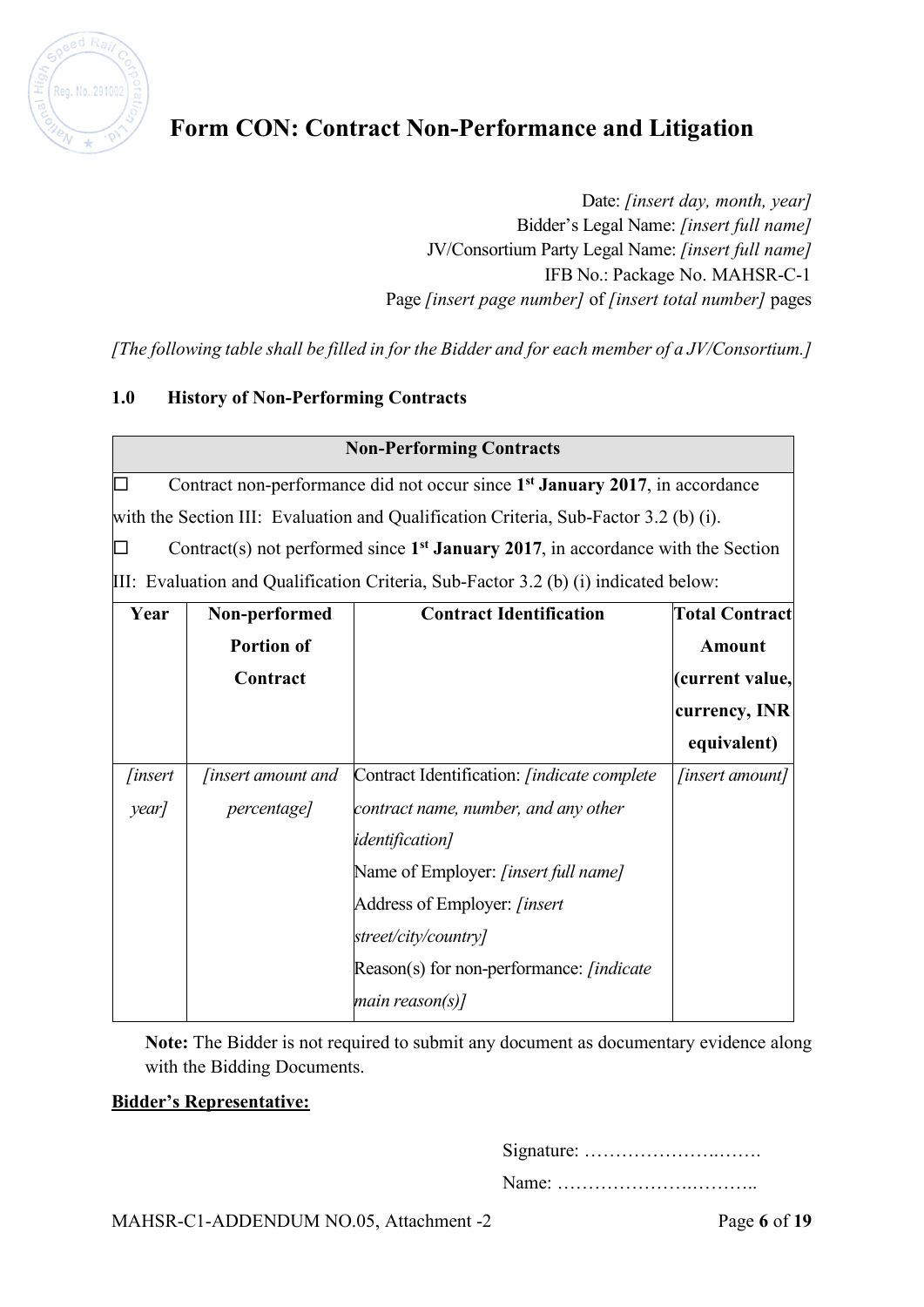# Form CON: Contract Non-Performance and Litigation

Date: *[insert day, month, year]*
Bidder's Legal Name: *[insert full name]*
JV/Consortium Party Legal Name: *[insert full name]*
IFB No.: Package No. MAHSR-C-1
Page *[insert page number]* of *[insert total number]* pages

*[The following table shall be filled in for the Bidder and for each member of a JV/Consortium.]*

## 1.0 History of Non-Performing Contracts

| **Non-Performing Contracts** | | | |
|---|---|---|---|
| ☐ Contract non-performance did not occur since 1st **January 2017**, in accordance with the Section III: Evaluation and Qualification Criteria, Sub-Factor 3.2 (b) (i). | | | |
| ☐ Contract(s) not performed since 1st **January 2017**, in accordance with the Section III: Evaluation and Qualification Criteria, Sub-Factor 3.2 (b) (i) indicated below: | | | |
| **Year** | **Non-performed Portion of Contract** | **Contract Identification** | **Total Contract Amount (current value, currency, INR equivalent)** |
| *[insert year]* | *[insert amount and percentage]* | Contract Identification: *[indicate complete contract name, number, and any other identification]*<br>Name of Employer: *[insert full name]*<br>Address of Employer: *[insert street/city/country]*<br>Reason(s) for non-performance: *[indicate main reason(s)]* | *[insert amount]* |

**Note:** The Bidder is not required to submit any document as documentary evidence along with the Bidding Documents.

**Bidder's Representative:**

Signature: …………………….…….

Name: ………………….………..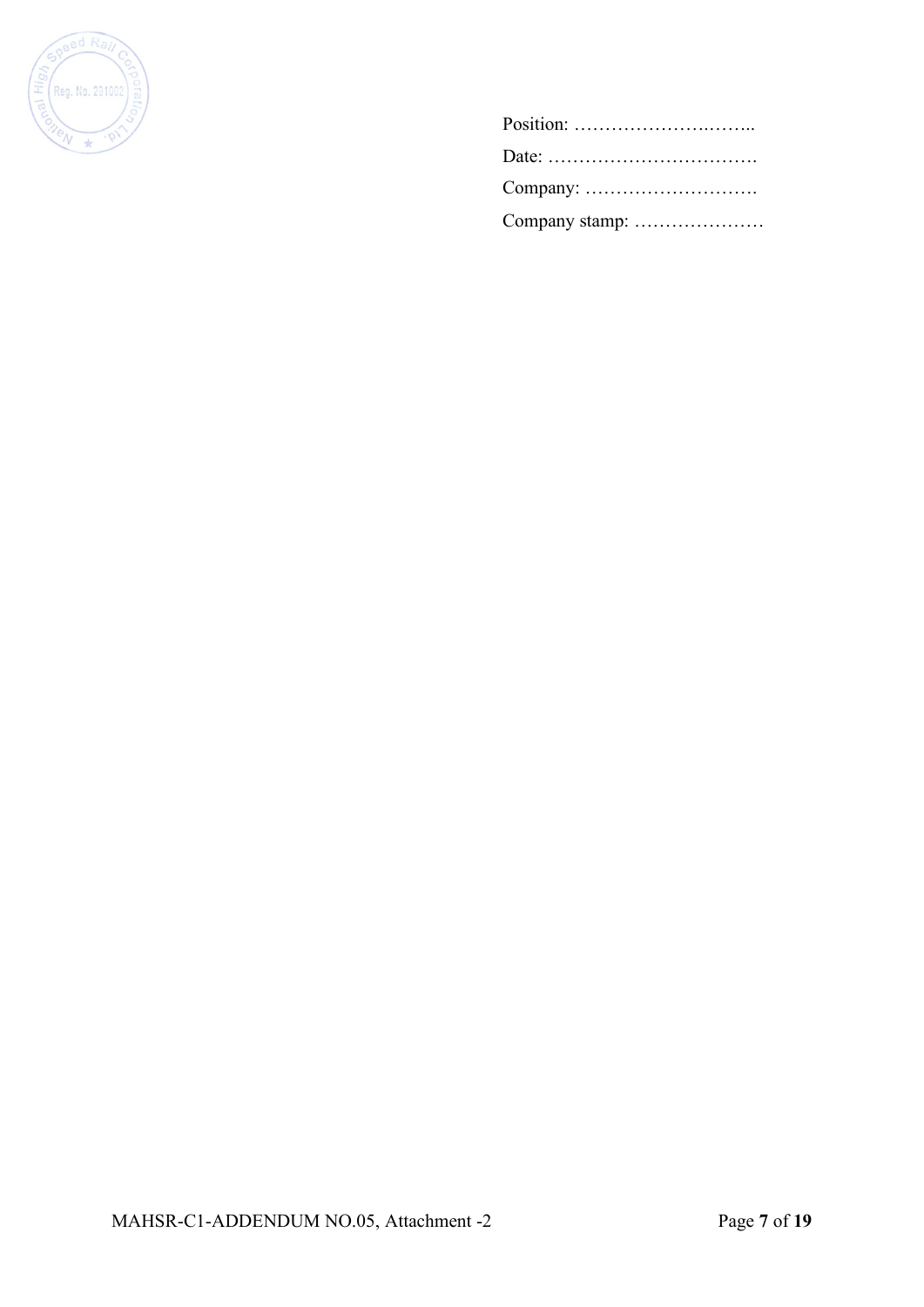Position: ……………………..……..

Date: …………………………….

Company: ……………………….

Company stamp: …………………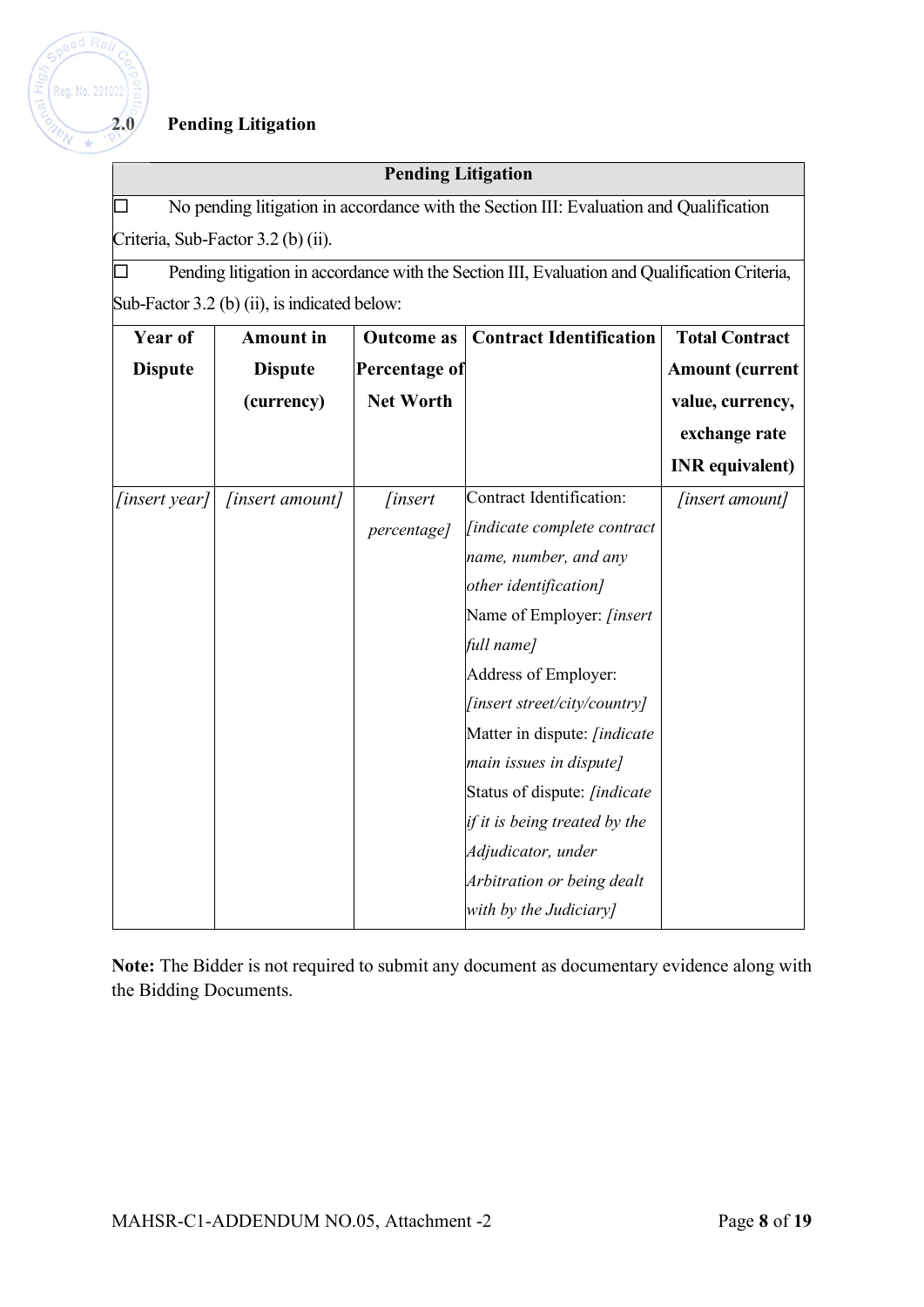## 2.0 Pending Litigation

| Pending Litigation | | | | |
|---|---|---|---|---|
| ☐ No pending litigation in accordance with the Section III: Evaluation and Qualification Criteria, Sub-Factor 3.2 (b) (ii). | | | | |
| ☐ Pending litigation in accordance with the Section III, Evaluation and Qualification Criteria, Sub-Factor 3.2 (b) (ii), is indicated below: | | | | |
| **Year of Dispute** | **Amount in Dispute (currency)** | **Outcome as Percentage of Net Worth** | **Contract Identification** | **Total Contract Amount (current value, currency, exchange rate INR equivalent)** |
| *[insert year]* | *[insert amount]* | *[insert percentage]* | Contract Identification: *[indicate complete contract name, number, and any other identification]*<br>Name of Employer: *[insert full name]*<br>Address of Employer: *[insert street/city/country]*<br>Matter in dispute: *[indicate main issues in dispute]*<br>Status of dispute: *[indicate if it is being treated by the Adjudicator, under Arbitration or being dealt with by the Judiciary]* | *[insert amount]* |

**Note:** The Bidder is not required to submit any document as documentary evidence along with the Bidding Documents.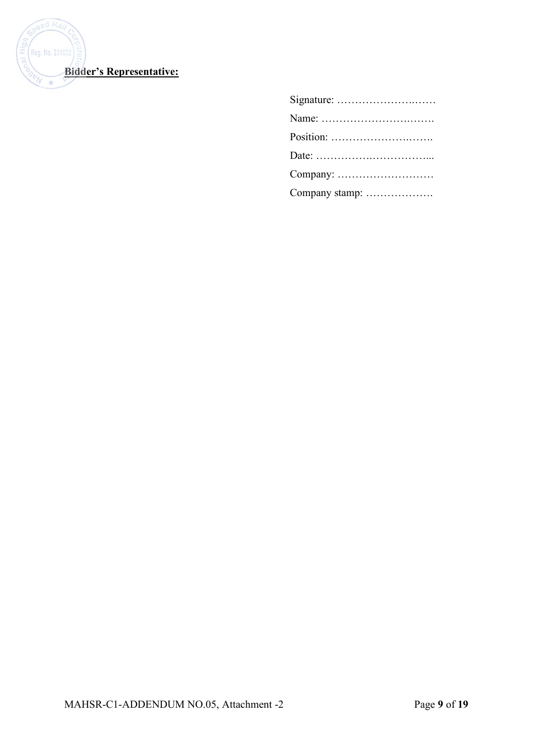**Bidder's Representative:**

Signature: …………………..……

Name: ………………………..…….

Position: ……………………..…….

Date: …………….……………...

Company: ………………………

Company stamp: ……………….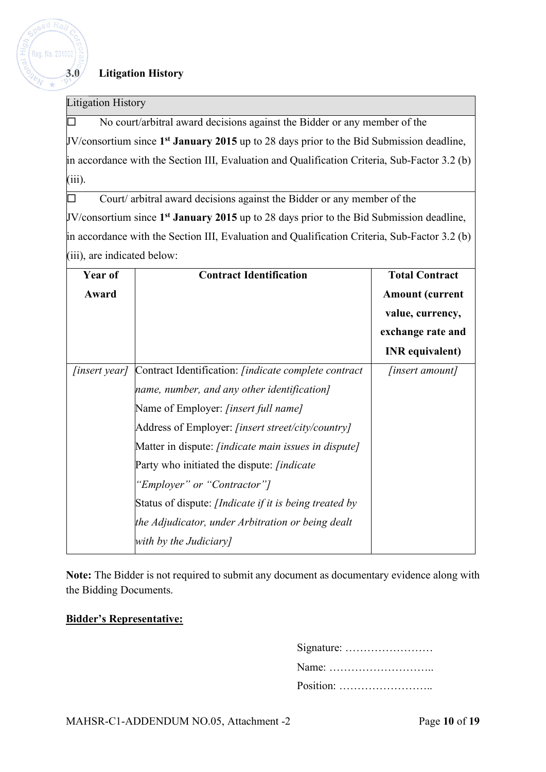### 3.0 Litigation History

| Litigation History | | |
|---|---|---|
| ☐ No court/arbitral award decisions against the Bidder or any member of the JV/consortium since **1st January 2015** up to 28 days prior to the Bid Submission deadline, in accordance with the Section III, Evaluation and Qualification Criteria, Sub-Factor 3.2 (b) (iii). | | |
| ☐ Court/ arbitral award decisions against the Bidder or any member of the JV/consortium since **1st January 2015** up to 28 days prior to the Bid Submission deadline, in accordance with the Section III, Evaluation and Qualification Criteria, Sub-Factor 3.2 (b) (iii), are indicated below: | | |
| **Year of Award** | **Contract Identification** | **Total Contract Amount (current value, currency, exchange rate and INR equivalent)** |
| *[insert year]* | Contract Identification: *[indicate complete contract name, number, and any other identification]*<br>Name of Employer: *[insert full name]*<br>Address of Employer: *[insert street/city/country]*<br>Matter in dispute: *[indicate main issues in dispute]*<br>Party who initiated the dispute: *[indicate "Employer" or "Contractor"]*<br>Status of dispute: *[Indicate if it is being treated by the Adjudicator, under Arbitration or being dealt with by the Judiciary]* | *[insert amount]* |

**Note:** The Bidder is not required to submit any document as documentary evidence along with the Bidding Documents.

**Bidder's Representative:**

Signature: ……………………

Name: ………………………..

Position: ……………………..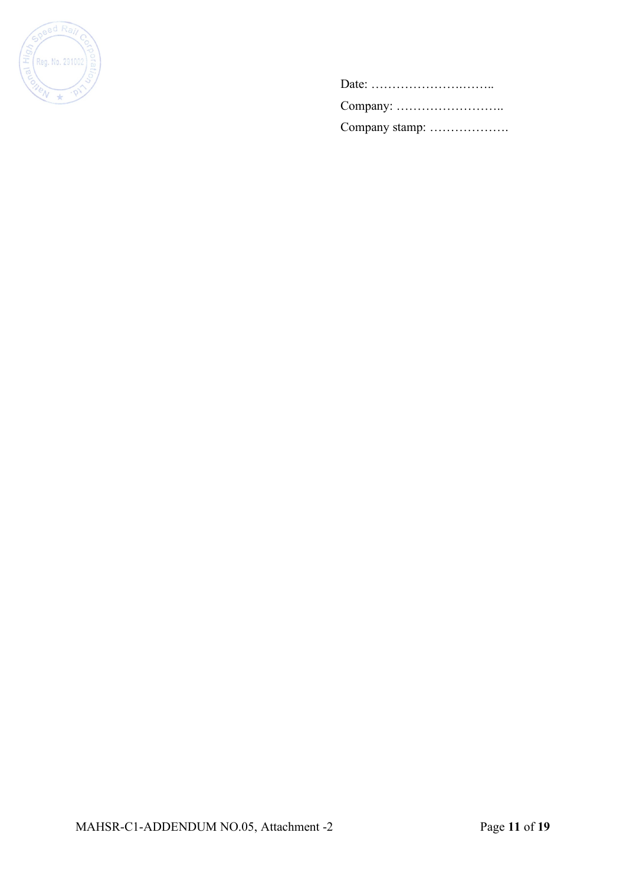Date: ……………………..……..

Company: ……………………..

Company stamp: ……………….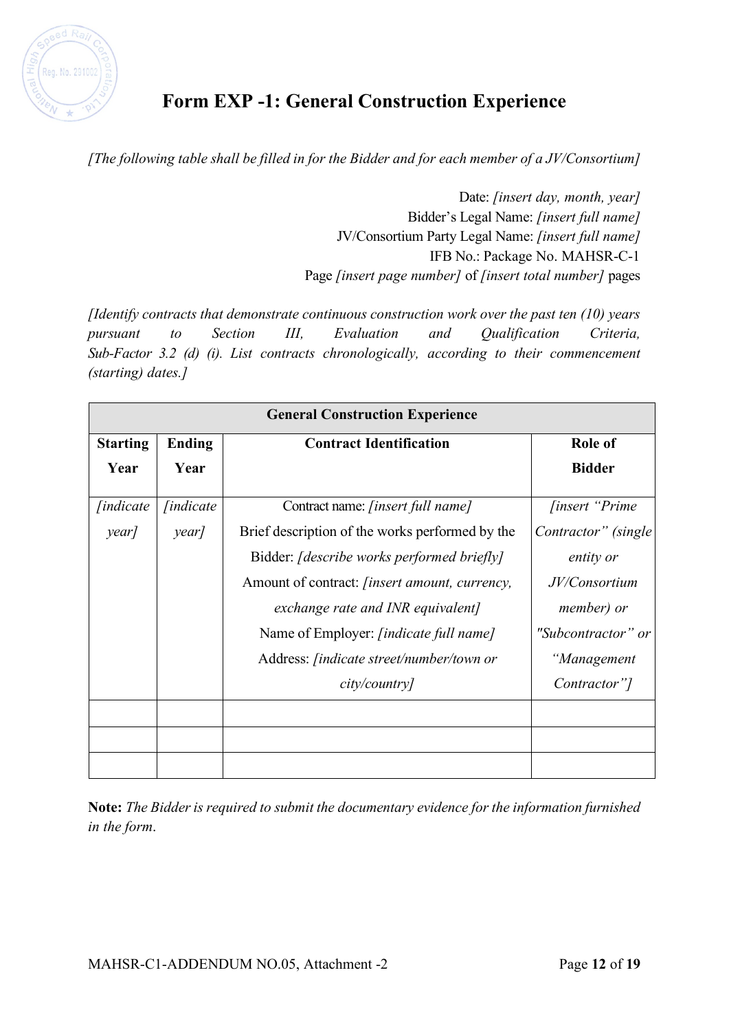# Form EXP -1: General Construction Experience

*[The following table shall be filled in for the Bidder and for each member of a JV/Consortium]*

Date: *[insert day, month, year]*
Bidder's Legal Name: *[insert full name]*
JV/Consortium Party Legal Name: *[insert full name]*
IFB No.: Package No. MAHSR-C-1
Page *[insert page number]* of *[insert total number]* pages

*[Identify contracts that demonstrate continuous construction work over the past ten (10) years pursuant to Section III, Evaluation and Qualification Criteria, Sub-Factor 3.2 (d) (i). List contracts chronologically, according to their commencement (starting) dates.]*

| General Construction Experience | | | |
|---|---|---|---|
| **Starting Year** | **Ending Year** | **Contract Identification** | **Role of Bidder** |
| *[indicate year]* | *[indicate year]* | Contract name: *[insert full name]*<br>Brief description of the works performed by the Bidder: *[describe works performed briefly]*<br>Amount of contract: *[insert amount, currency, exchange rate and INR equivalent]*<br>Name of Employer: *[indicate full name]*<br>Address: *[indicate street/number/town or city/country]* | *[insert "Prime Contractor" (single entity or JV/Consortium member) or "Subcontractor" or "Management Contractor"]* |
| | | | |
| | | | |
| | | | |

**Note:** *The Bidder is required to submit the documentary evidence for the information furnished in the form.*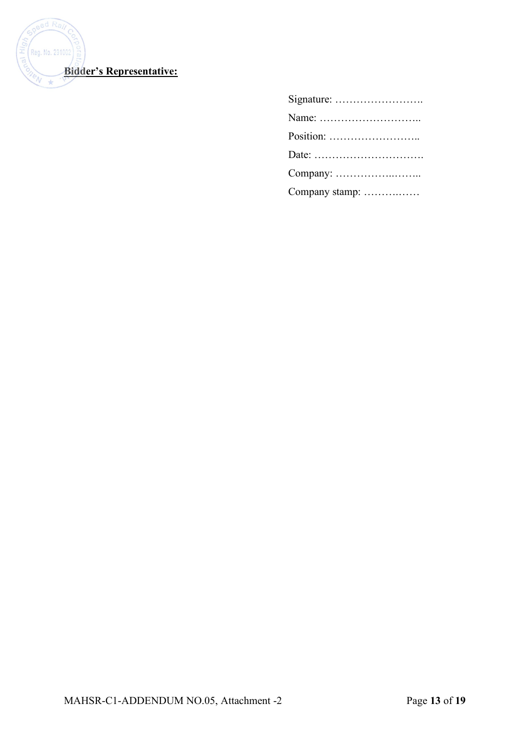**Bidder's Representative:**

Signature: …………………….

Name: ………………………..

Position: ……………………..

Date: ………………………….

Company: ……………..……..

Company stamp: ……….……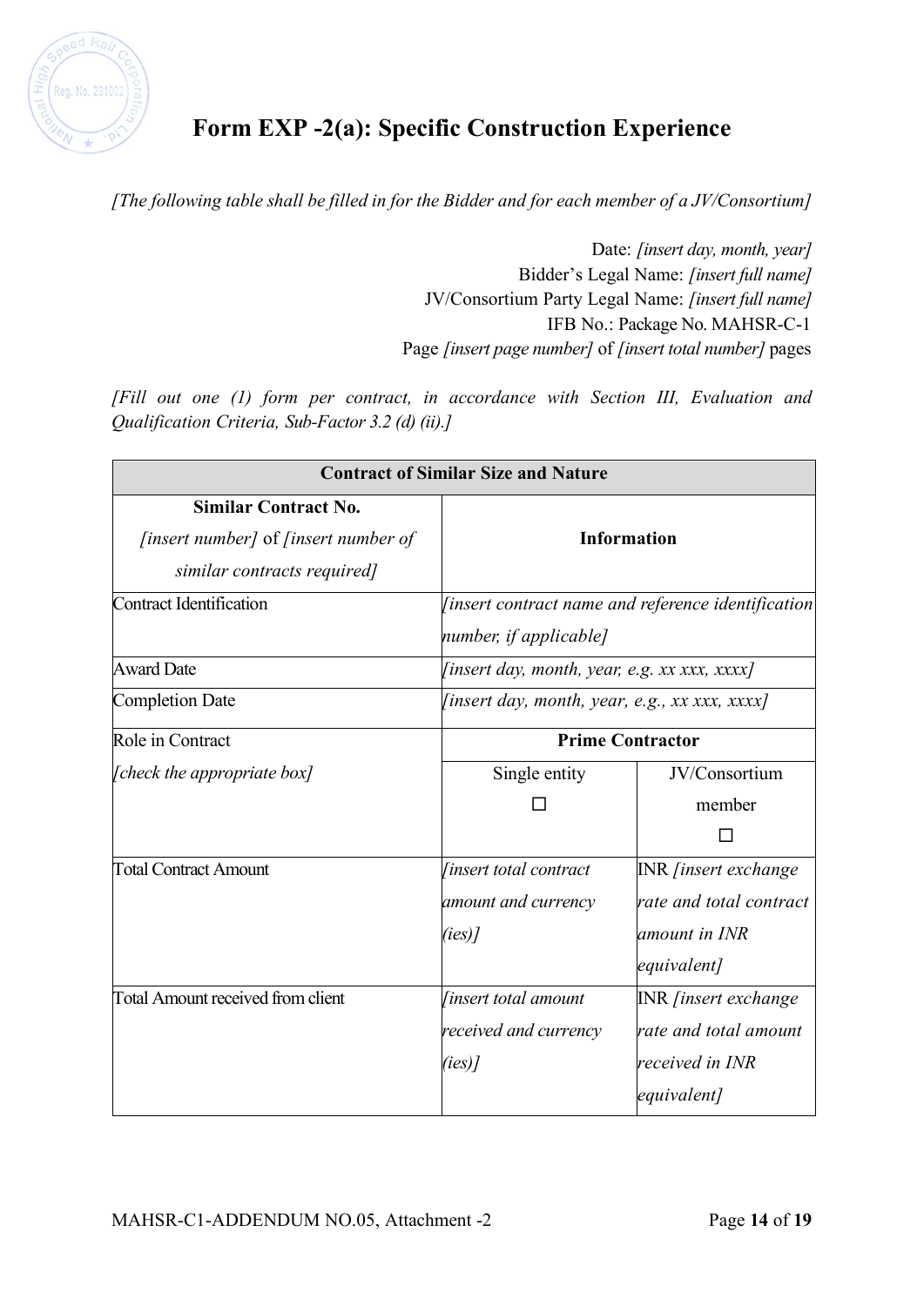# Form EXP -2(a): Specific Construction Experience

*[The following table shall be filled in for the Bidder and for each member of a JV/Consortium]*

Date: *[insert day, month, year]*
Bidder's Legal Name: *[insert full name]*
JV/Consortium Party Legal Name: *[insert full name]*
IFB No.: Package No. MAHSR-C-1
Page *[insert page number]* of *[insert total number]* pages

*[Fill out one (1) form per contract, in accordance with Section III, Evaluation and Qualification Criteria, Sub-Factor 3.2 (d) (ii).]*

| **Contract of Similar Size and Nature** | | |
|---|---|---|
| **Similar Contract No.** *[insert number]* of *[insert number of similar contracts required]* | **Information** | |
| Contract Identification | *[insert contract name and reference identification number, if applicable]* | |
| Award Date | *[insert day, month, year, e.g. xx xxx, xxxx]* | |
| Completion Date | *[insert day, month, year, e.g., xx xxx, xxxx]* | |
| Role in Contract *[check the appropriate box]* | **Prime Contractor** | |
| | Single entity ☐ | JV/Consortium member ☐ |
| Total Contract Amount | *[insert total contract amount and currency (ies)]* | INR *[insert exchange rate and total contract amount in INR equivalent]* |
| Total Amount received from client | *[insert total amount received and currency (ies)]* | INR *[insert exchange rate and total amount received in INR equivalent]* |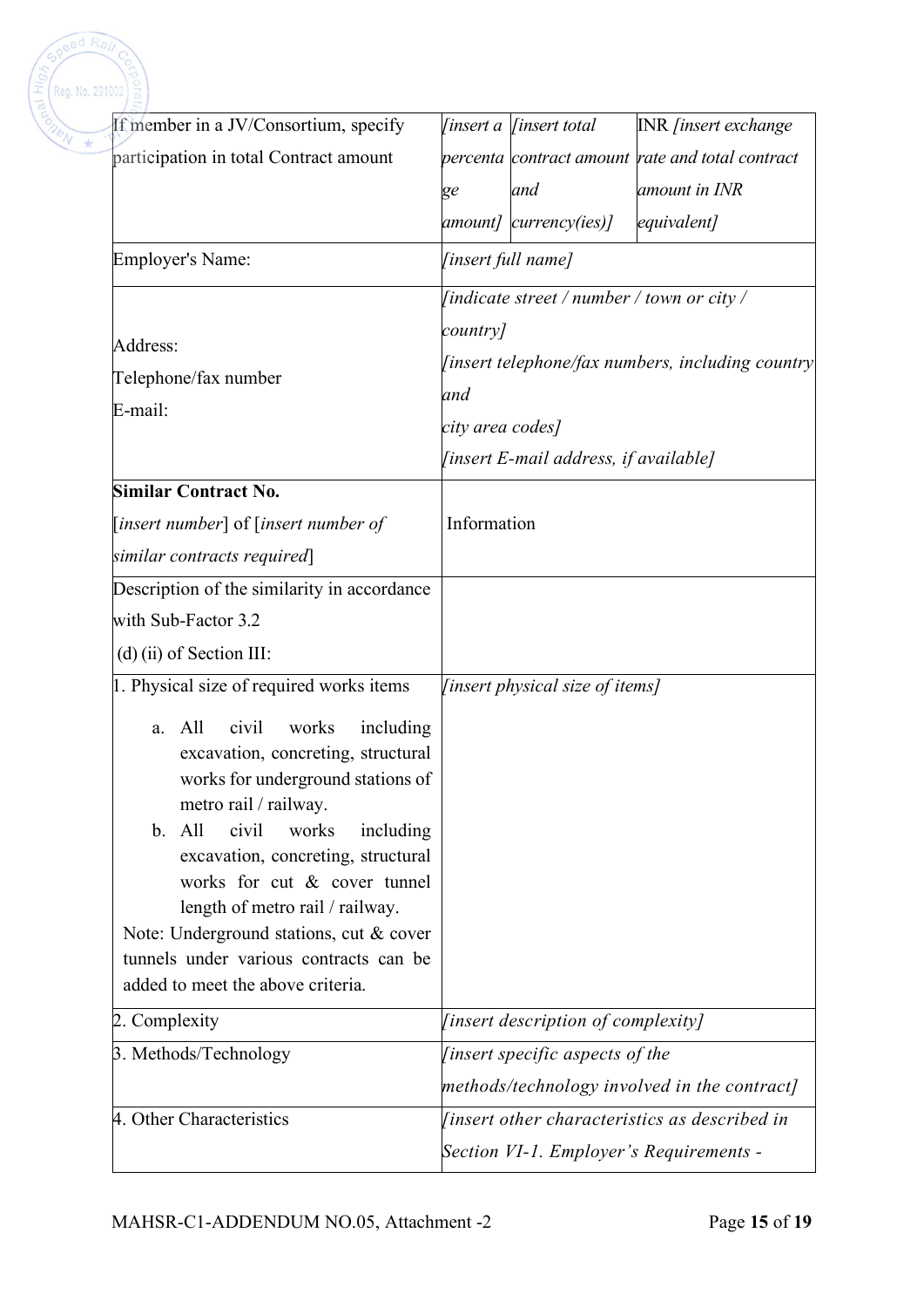| | | | |
|---|---|---|---|
| If member in a JV/Consortium, specify participation in total Contract amount | *[insert a percentage amount]* | *[insert total contract amount and currency(ies)]* | INR *[insert exchange rate and total contract amount in INR equivalent]* |
| Employer's Name: | *[insert full name]* | | |
| Address:<br>Telephone/fax number<br>E-mail: | *[indicate street / number / town or city / country]*<br>*[insert telephone/fax numbers, including country and city area codes]*<br>*[insert E-mail address, if available]* | | |
| **Similar Contract No.**<br>[*insert number*] of [*insert number of similar contracts required*] | Information | | |
| Description of the similarity in accordance with Sub-Factor 3.2 (d) (ii) of Section III: | | | |
| 1. Physical size of required works items<br>a. All civil works including excavation, concreting, structural works for underground stations of metro rail / railway.<br>b. All civil works including excavation, concreting, structural works for cut & cover tunnel length of metro rail / railway.<br>Note: Underground stations, cut & cover tunnels under various contracts can be added to meet the above criteria. | *[insert physical size of items]* | | |
| 2. Complexity | *[insert description of complexity]* | | |
| 3. Methods/Technology | *[insert specific aspects of the methods/technology involved in the contract]* | | |
| 4. Other Characteristics | *[insert other characteristics as described in Section VI-1. Employer's Requirements -* | | |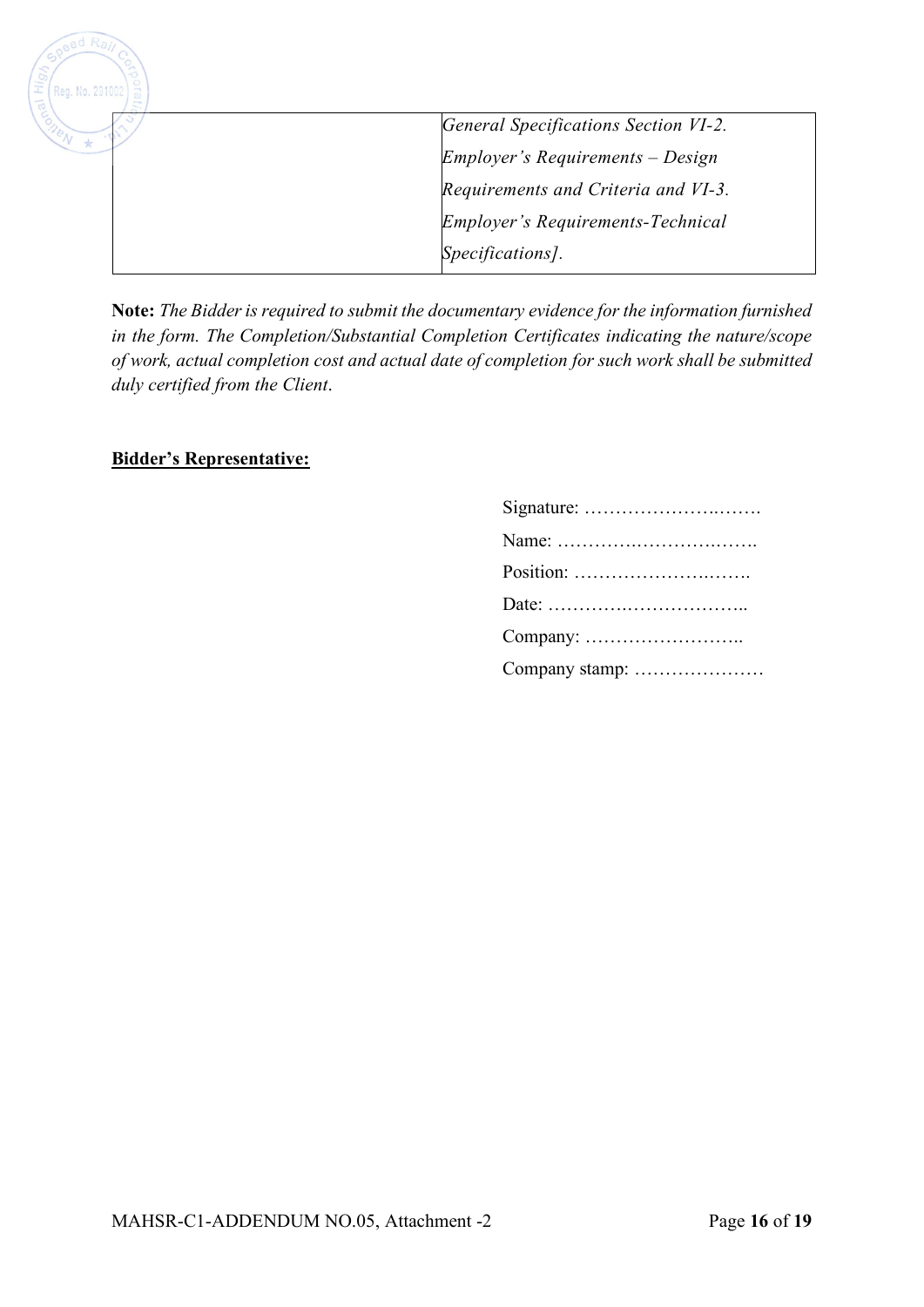|  | *General Specifications Section VI-2. Employer's Requirements – Design Requirements and Criteria and VI-3. Employer's Requirements-Technical Specifications].* |
|---|---|

**Note:** *The Bidder is required to submit the documentary evidence for the information furnished in the form. The Completion/Substantial Completion Certificates indicating the nature/scope of work, actual completion cost and actual date of completion for such work shall be submitted duly certified from the Client*.

**Bidder's Representative:**

Signature: ………………….…….
Name: ………….………….…….
Position: …………………….…….
Date: ………….………………..
Company: ……………………..
Company stamp: …………………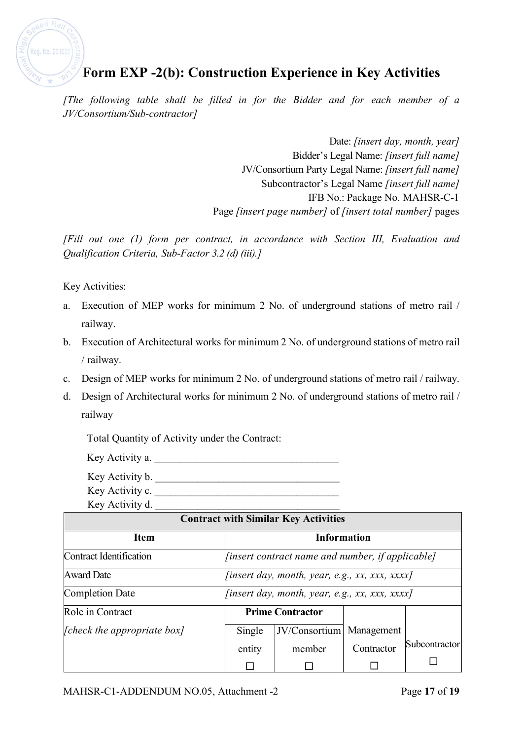# Form EXP -2(b): Construction Experience in Key Activities

*[The following table shall be filled in for the Bidder and for each member of a JV/Consortium/Sub-contractor]*

Date: *[insert day, month, year]*
Bidder's Legal Name: *[insert full name]*
JV/Consortium Party Legal Name: *[insert full name]*
Subcontractor's Legal Name *[insert full name]*
IFB No.: Package No. MAHSR-C-1
Page *[insert page number]* of *[insert total number]* pages

*[Fill out one (1) form per contract, in accordance with Section III, Evaluation and Qualification Criteria, Sub-Factor 3.2 (d) (iii).]*

Key Activities:

a. Execution of MEP works for minimum 2 No. of underground stations of metro rail / railway.
b. Execution of Architectural works for minimum 2 No. of underground stations of metro rail / railway.
c. Design of MEP works for minimum 2 No. of underground stations of metro rail / railway.
d. Design of Architectural works for minimum 2 No. of underground stations of metro rail / railway

Total Quantity of Activity under the Contract:

Key Activity a. ___________________________________

Key Activity b. ___________________________________

Key Activity c. ___________________________________

Key Activity d. ___________________________________

| **Contract with Similar Key Activities** | | | | |
|---|---|---|---|---|
| **Item** | **Information** | | | |
| Contract Identification | *[insert contract name and number, if applicable]* | | | |
| Award Date | *[insert day, month, year, e.g., xx, xxx, xxxx]* | | | |
| Completion Date | *[insert day, month, year, e.g., xx, xxx, xxxx]* | | | |
| Role in Contract | **Prime Contractor** | | Management Contractor ☐ | Subcontractor ☐ |
| *[check the appropriate box]* | Single entity ☐ | JV/Consortium member ☐ | | |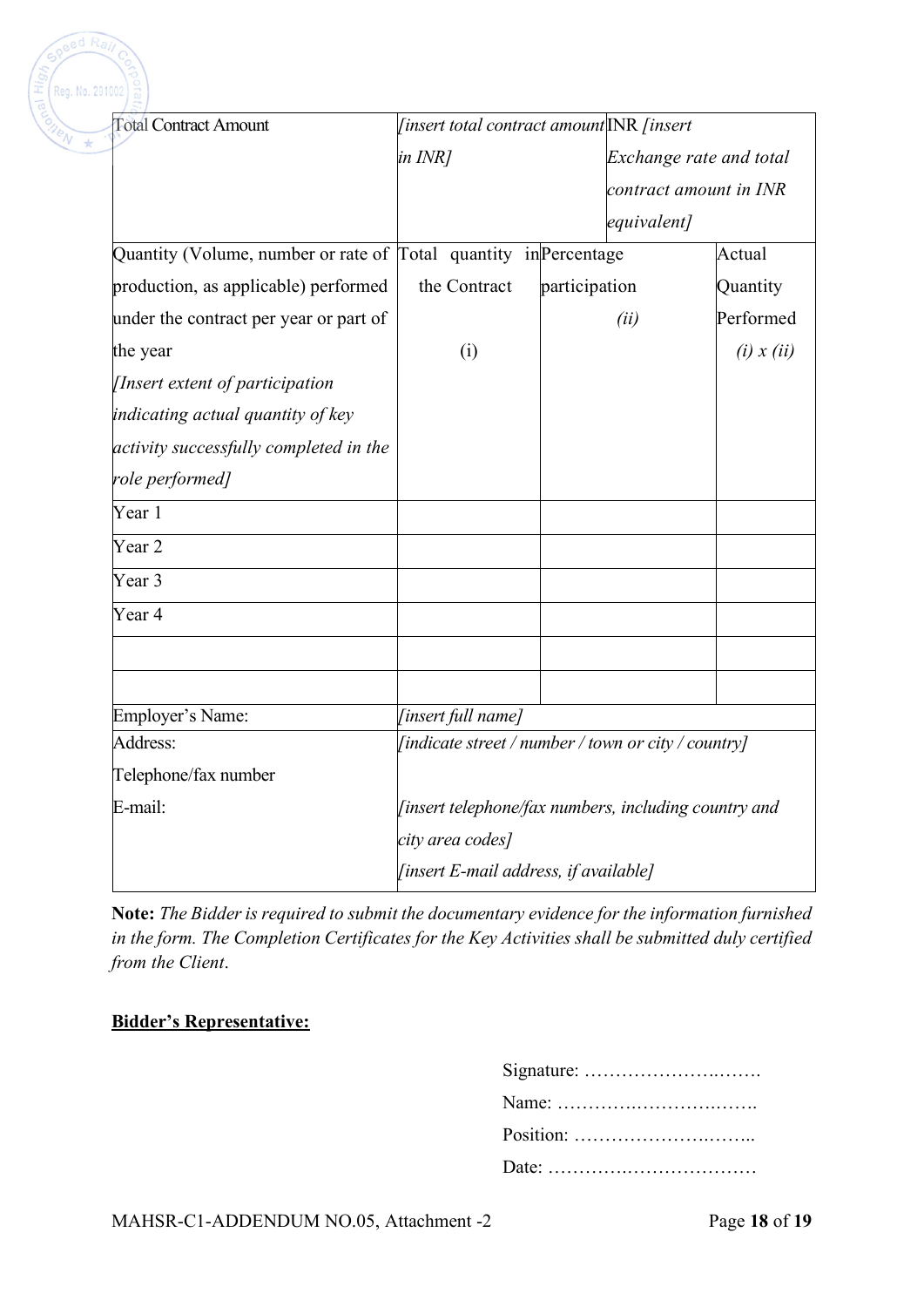| Total Contract Amount | *[insert total contract amount in INR]* | | INR *[insert Exchange rate and total contract amount in INR equivalent]* |
|---|---|---|---|
| Quantity (Volume, number or rate of production, as applicable) performed under the contract per year or part of the year *[Insert extent of participation indicating actual quantity of key activity successfully completed in the role performed]* | Total quantity in the Contract (i) | Percentage participation *(ii)* | Actual Quantity Performed *(i) x (ii)* |
| Year 1 | | | |
| Year 2 | | | |
| Year 3 | | | |
| Year 4 | | | |
| | | | |
| | | | |
| Employer's Name: | *[insert full name]* | | |
| Address:<br>Telephone/fax number<br>E-mail: | *[indicate street / number / town or city / country]*<br>*[insert telephone/fax numbers, including country and city area codes]*<br>*[insert E-mail address, if available]* | | |

**Note:** *The Bidder is required to submit the documentary evidence for the information furnished in the form. The Completion Certificates for the Key Activities shall be submitted duly certified from the Client*.

**Bidder's Representative:**

Signature: ……………………….

Name: …………………………….

Position: ………………………..

Date: ……………………………

MAHSR-C1-ADDENDUM NO.05, Attachment -2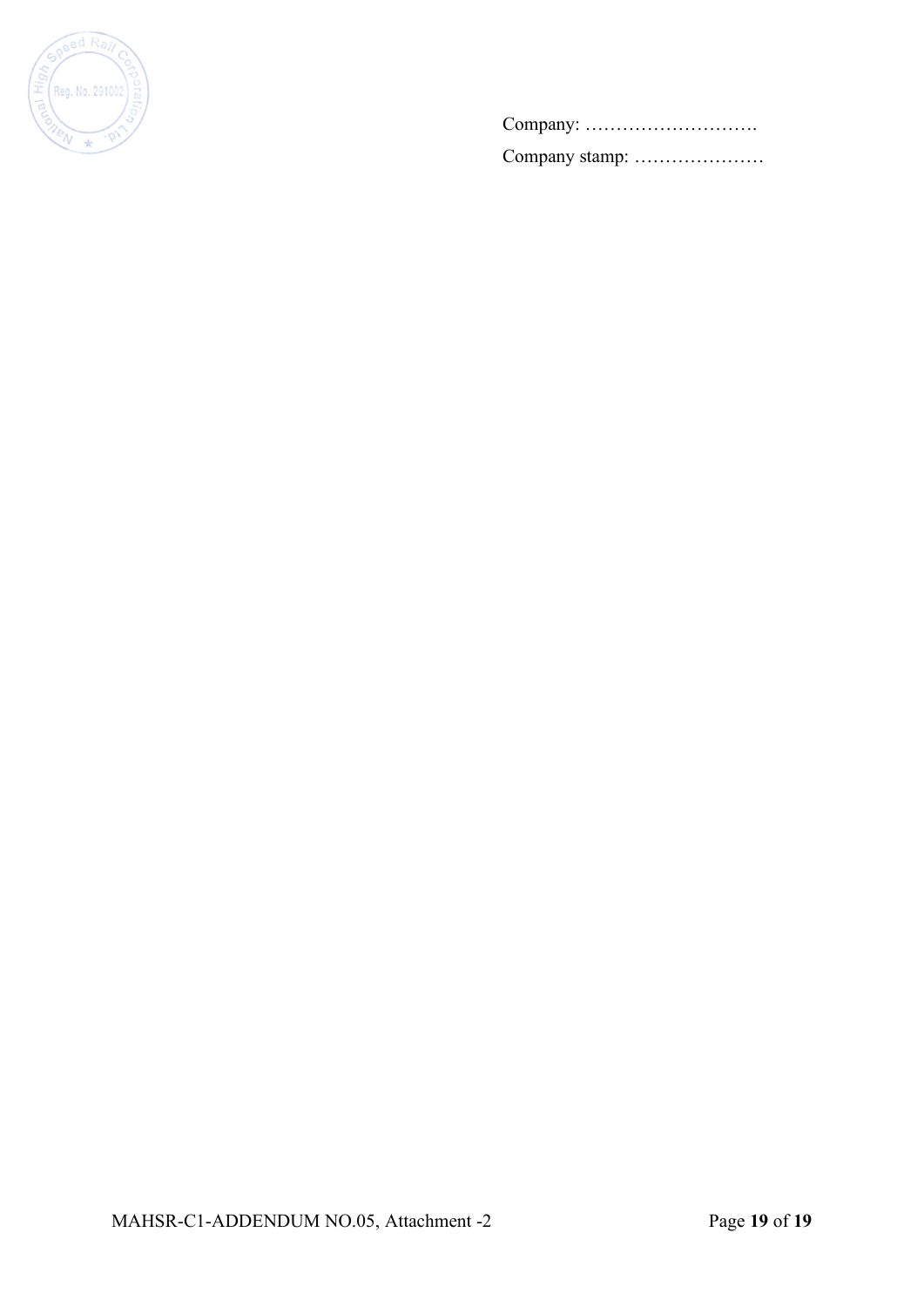Company: ……………………….

Company stamp: …………………